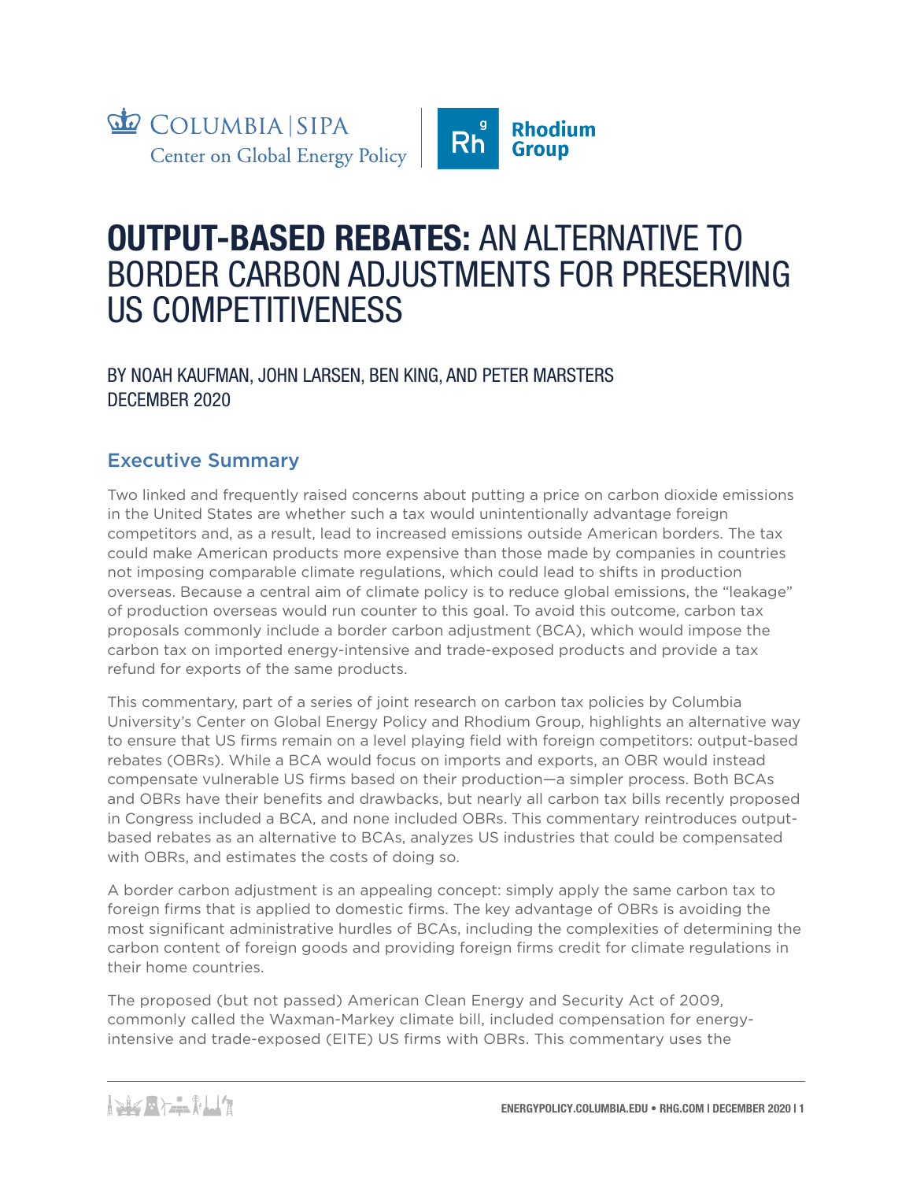COLUMBIA | SIPA
Center on Global Energy Policy

Rhodium Group

# OUTPUT-BASED REBATES: AN ALTERNATIVE TO BORDER CARBON ADJUSTMENTS FOR PRESERVING US COMPETITIVENESS

BY NOAH KAUFMAN, JOHN LARSEN, BEN KING, AND PETER MARSTERS
DECEMBER 2020

## Executive Summary

Two linked and frequently raised concerns about putting a price on carbon dioxide emissions in the United States are whether such a tax would unintentionally advantage foreign competitors and, as a result, lead to increased emissions outside American borders. The tax could make American products more expensive than those made by companies in countries not imposing comparable climate regulations, which could lead to shifts in production overseas. Because a central aim of climate policy is to reduce global emissions, the "leakage" of production overseas would run counter to this goal. To avoid this outcome, carbon tax proposals commonly include a border carbon adjustment (BCA), which would impose the carbon tax on imported energy-intensive and trade-exposed products and provide a tax refund for exports of the same products.

This commentary, part of a series of joint research on carbon tax policies by Columbia University's Center on Global Energy Policy and Rhodium Group, highlights an alternative way to ensure that US firms remain on a level playing field with foreign competitors: output-based rebates (OBRs). While a BCA would focus on imports and exports, an OBR would instead compensate vulnerable US firms based on their production—a simpler process. Both BCAs and OBRs have their benefits and drawbacks, but nearly all carbon tax bills recently proposed in Congress included a BCA, and none included OBRs. This commentary reintroduces output-based rebates as an alternative to BCAs, analyzes US industries that could be compensated with OBRs, and estimates the costs of doing so.

A border carbon adjustment is an appealing concept: simply apply the same carbon tax to foreign firms that is applied to domestic firms. The key advantage of OBRs is avoiding the most significant administrative hurdles of BCAs, including the complexities of determining the carbon content of foreign goods and providing foreign firms credit for climate regulations in their home countries.

The proposed (but not passed) American Clean Energy and Security Act of 2009, commonly called the Waxman-Markey climate bill, included compensation for energy-intensive and trade-exposed (EITE) US firms with OBRs. This commentary uses the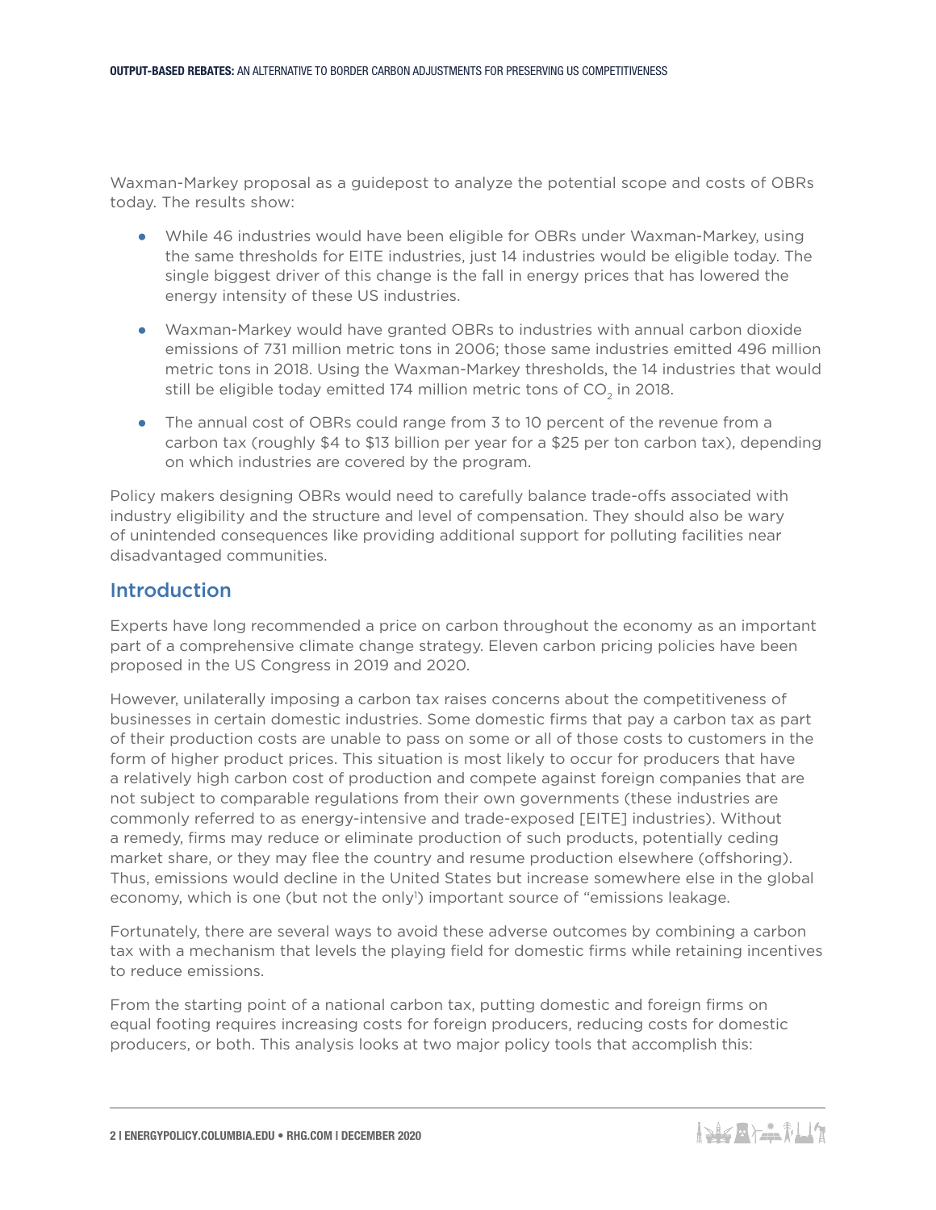Waxman-Markey proposal as a guidepost to analyze the potential scope and costs of OBRs today. The results show:

- While 46 industries would have been eligible for OBRs under Waxman-Markey, using the same thresholds for EITE industries, just 14 industries would be eligible today. The single biggest driver of this change is the fall in energy prices that has lowered the energy intensity of these US industries.
- Waxman-Markey would have granted OBRs to industries with annual carbon dioxide emissions of 731 million metric tons in 2006; those same industries emitted 496 million metric tons in 2018. Using the Waxman-Markey thresholds, the 14 industries that would still be eligible today emitted 174 million metric tons of $CO_2$ in 2018.
- The annual cost of OBRs could range from 3 to 10 percent of the revenue from a carbon tax (roughly $4 to $13 billion per year for a $25 per ton carbon tax), depending on which industries are covered by the program.

Policy makers designing OBRs would need to carefully balance trade-offs associated with industry eligibility and the structure and level of compensation. They should also be wary of unintended consequences like providing additional support for polluting facilities near disadvantaged communities.

## Introduction

Experts have long recommended a price on carbon throughout the economy as an important part of a comprehensive climate change strategy. Eleven carbon pricing policies have been proposed in the US Congress in 2019 and 2020.

However, unilaterally imposing a carbon tax raises concerns about the competitiveness of businesses in certain domestic industries. Some domestic firms that pay a carbon tax as part of their production costs are unable to pass on some or all of those costs to customers in the form of higher product prices. This situation is most likely to occur for producers that have a relatively high carbon cost of production and compete against foreign companies that are not subject to comparable regulations from their own governments (these industries are commonly referred to as energy-intensive and trade-exposed [EITE] industries). Without a remedy, firms may reduce or eliminate production of such products, potentially ceding market share, or they may flee the country and resume production elsewhere (offshoring). Thus, emissions would decline in the United States but increase somewhere else in the global economy, which is one (but not the only[1]) important source of "emissions leakage.

Fortunately, there are several ways to avoid these adverse outcomes by combining a carbon tax with a mechanism that levels the playing field for domestic firms while retaining incentives to reduce emissions.

From the starting point of a national carbon tax, putting domestic and foreign firms on equal footing requires increasing costs for foreign producers, reducing costs for domestic producers, or both. This analysis looks at two major policy tools that accomplish this: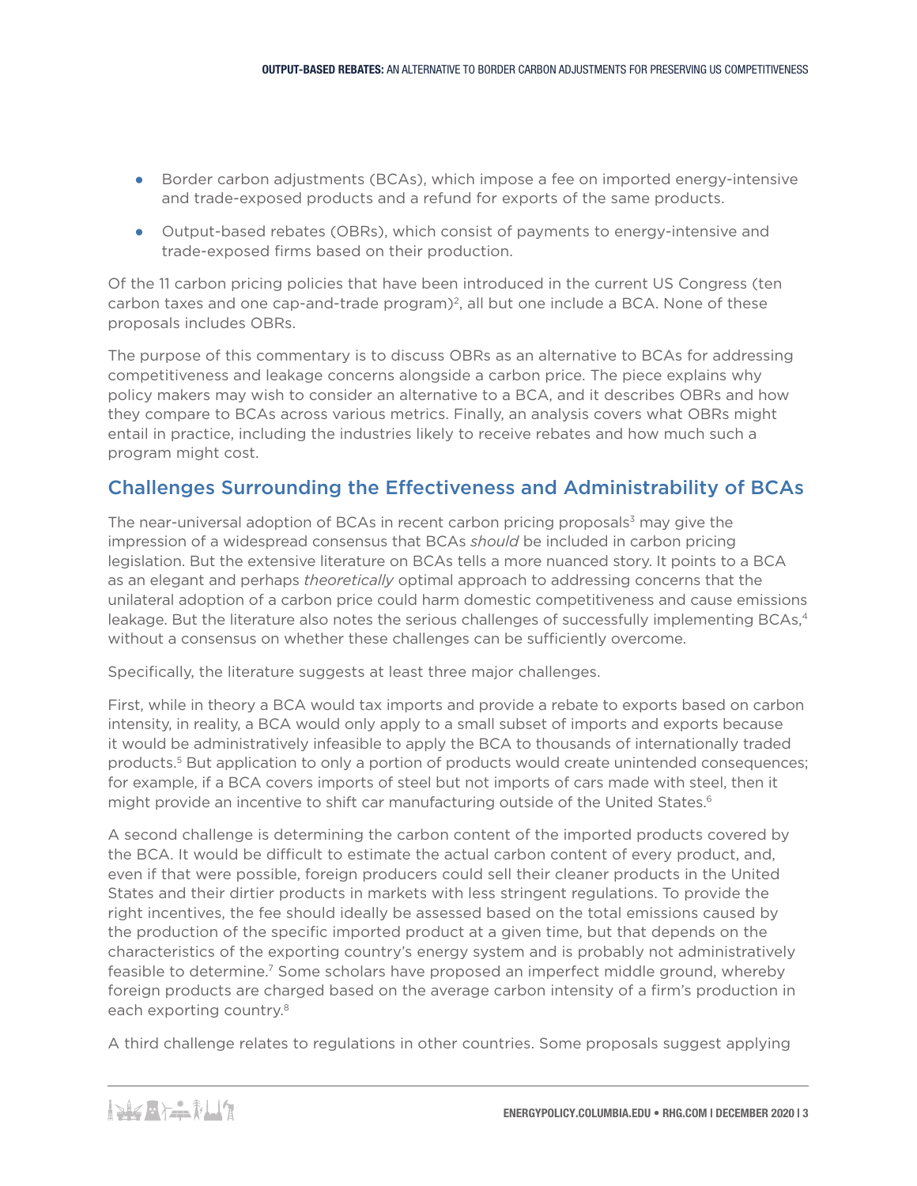- Border carbon adjustments (BCAs), which impose a fee on imported energy-intensive and trade-exposed products and a refund for exports of the same products.
- Output-based rebates (OBRs), which consist of payments to energy-intensive and trade-exposed firms based on their production.

Of the 11 carbon pricing policies that have been introduced in the current US Congress (ten carbon taxes and one cap-and-trade program)[2], all but one include a BCA. None of these proposals includes OBRs.

The purpose of this commentary is to discuss OBRs as an alternative to BCAs for addressing competitiveness and leakage concerns alongside a carbon price. The piece explains why policy makers may wish to consider an alternative to a BCA, and it describes OBRs and how they compare to BCAs across various metrics. Finally, an analysis covers what OBRs might entail in practice, including the industries likely to receive rebates and how much such a program might cost.

## Challenges Surrounding the Effectiveness and Administrability of BCAs

The near-universal adoption of BCAs in recent carbon pricing proposals[3] may give the impression of a widespread consensus that BCAs *should* be included in carbon pricing legislation. But the extensive literature on BCAs tells a more nuanced story. It points to a BCA as an elegant and perhaps *theoretically* optimal approach to addressing concerns that the unilateral adoption of a carbon price could harm domestic competitiveness and cause emissions leakage. But the literature also notes the serious challenges of successfully implementing BCAs,[4] without a consensus on whether these challenges can be sufficiently overcome.

Specifically, the literature suggests at least three major challenges.

First, while in theory a BCA would tax imports and provide a rebate to exports based on carbon intensity, in reality, a BCA would only apply to a small subset of imports and exports because it would be administratively infeasible to apply the BCA to thousands of internationally traded products.[5] But application to only a portion of products would create unintended consequences; for example, if a BCA covers imports of steel but not imports of cars made with steel, then it might provide an incentive to shift car manufacturing outside of the United States.[6]

A second challenge is determining the carbon content of the imported products covered by the BCA. It would be difficult to estimate the actual carbon content of every product, and, even if that were possible, foreign producers could sell their cleaner products in the United States and their dirtier products in markets with less stringent regulations. To provide the right incentives, the fee should ideally be assessed based on the total emissions caused by the production of the specific imported product at a given time, but that depends on the characteristics of the exporting country's energy system and is probably not administratively feasible to determine.[7] Some scholars have proposed an imperfect middle ground, whereby foreign products are charged based on the average carbon intensity of a firm's production in each exporting country.[8]

A third challenge relates to regulations in other countries. Some proposals suggest applying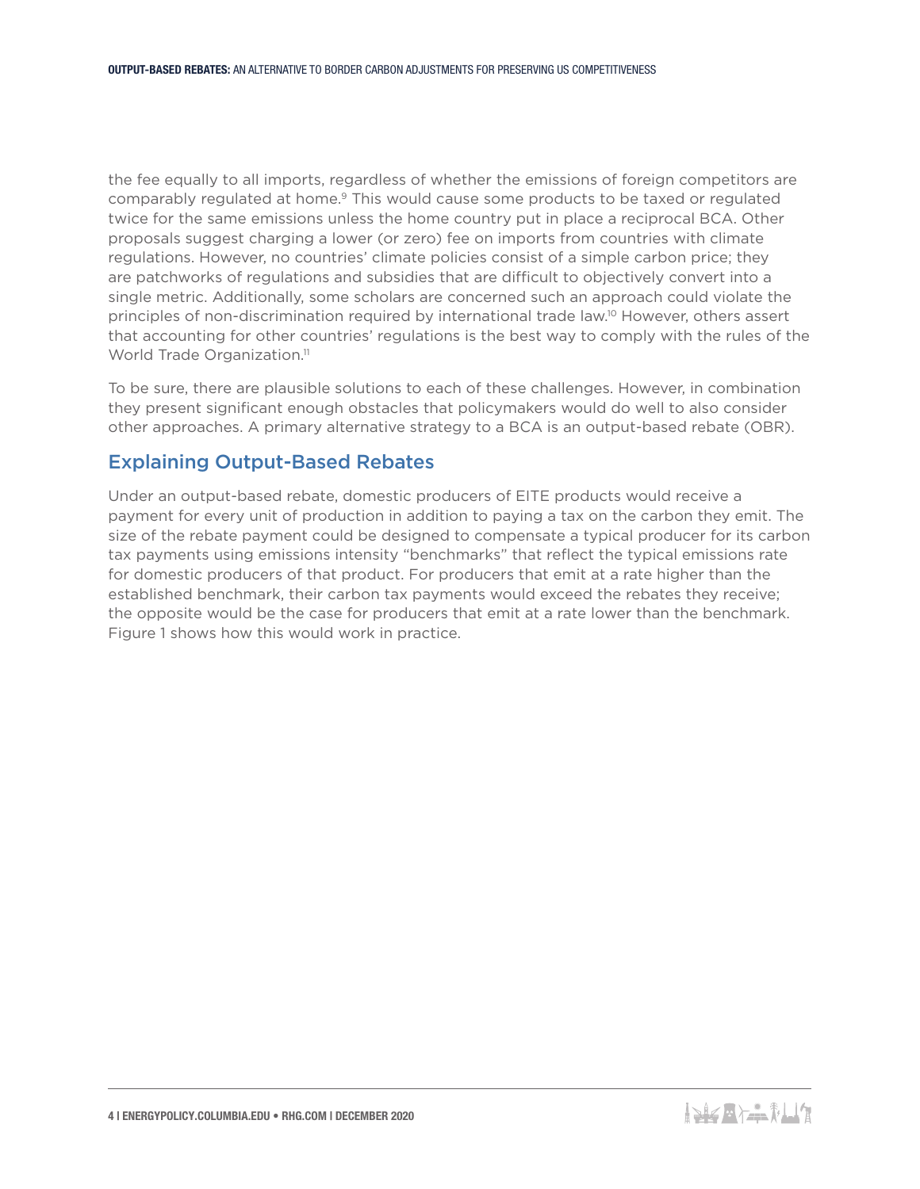the fee equally to all imports, regardless of whether the emissions of foreign competitors are comparably regulated at home.[9] This would cause some products to be taxed or regulated twice for the same emissions unless the home country put in place a reciprocal BCA. Other proposals suggest charging a lower (or zero) fee on imports from countries with climate regulations. However, no countries' climate policies consist of a simple carbon price; they are patchworks of regulations and subsidies that are difficult to objectively convert into a single metric. Additionally, some scholars are concerned such an approach could violate the principles of non-discrimination required by international trade law.[10] However, others assert that accounting for other countries' regulations is the best way to comply with the rules of the World Trade Organization.[11]

To be sure, there are plausible solutions to each of these challenges. However, in combination they present significant enough obstacles that policymakers would do well to also consider other approaches. A primary alternative strategy to a BCA is an output-based rebate (OBR).

## Explaining Output-Based Rebates

Under an output-based rebate, domestic producers of EITE products would receive a payment for every unit of production in addition to paying a tax on the carbon they emit. The size of the rebate payment could be designed to compensate a typical producer for its carbon tax payments using emissions intensity "benchmarks" that reflect the typical emissions rate for domestic producers of that product. For producers that emit at a rate higher than the established benchmark, their carbon tax payments would exceed the rebates they receive; the opposite would be the case for producers that emit at a rate lower than the benchmark. Figure 1 shows how this would work in practice.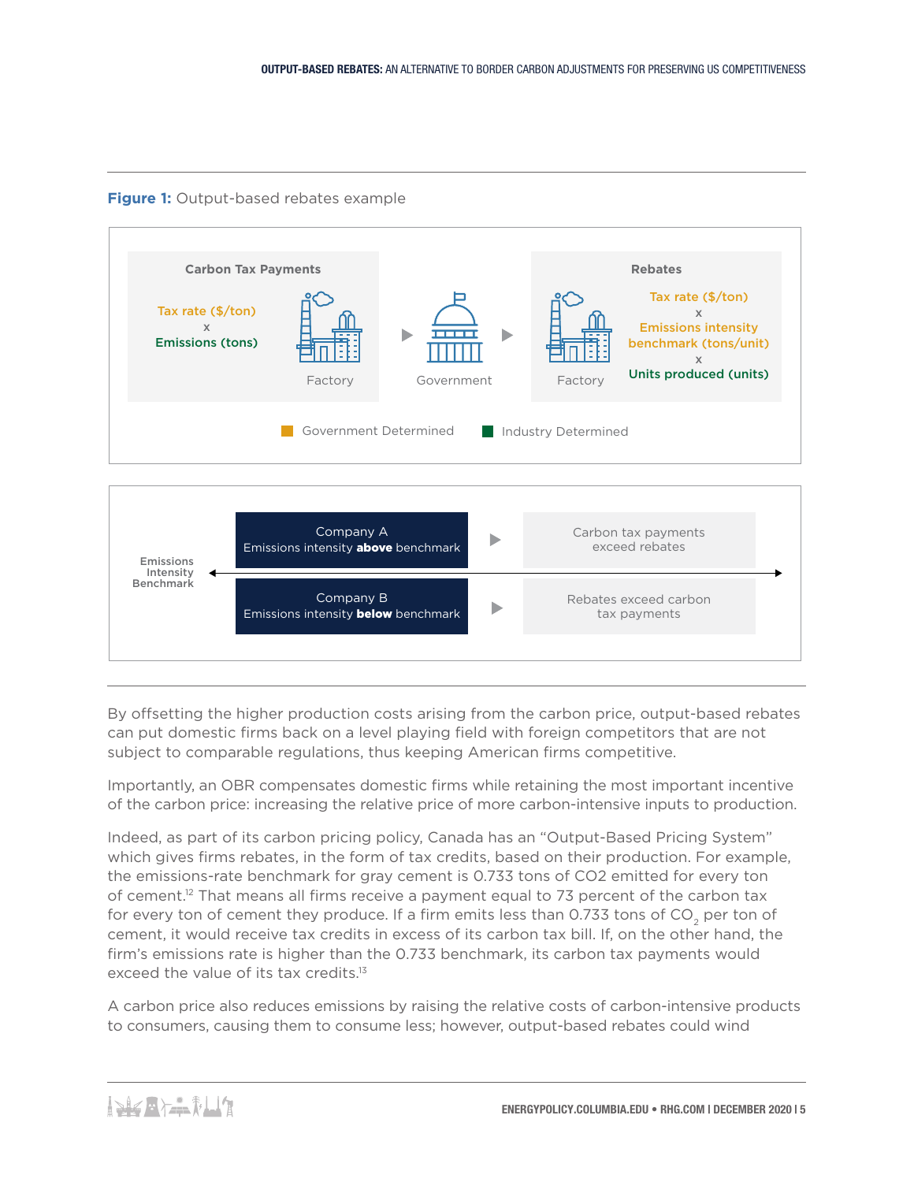**Figure 1:** Output-based rebates example

**Carbon Tax Payments**

Tax rate ($/ton)
x
Emissions (tons)

Factory ▶ Government ▶ Factory

**Rebates**

Tax rate ($/ton)
x
Emissions intensity benchmark (tons/unit)
x
Units produced (units)

Government Determined | Industry Determined

Emissions Intensity Benchmark

| Company | | Outcome |
|---|---|---|
| Company A — Emissions intensity **above** benchmark | ▶ | Carbon tax payments exceed rebates |
| Company B — Emissions intensity **below** benchmark | ▶ | Rebates exceed carbon tax payments |

By offsetting the higher production costs arising from the carbon price, output-based rebates can put domestic firms back on a level playing field with foreign competitors that are not subject to comparable regulations, thus keeping American firms competitive.

Importantly, an OBR compensates domestic firms while retaining the most important incentive of the carbon price: increasing the relative price of more carbon-intensive inputs to production.

Indeed, as part of its carbon pricing policy, Canada has an "Output-Based Pricing System" which gives firms rebates, in the form of tax credits, based on their production. For example, the emissions-rate benchmark for gray cement is 0.733 tons of CO2 emitted for every ton of cement.[12] That means all firms receive a payment equal to 73 percent of the carbon tax for every ton of cement they produce. If a firm emits less than 0.733 tons of $CO_2$ per ton of cement, it would receive tax credits in excess of its carbon tax bill. If, on the other hand, the firm's emissions rate is higher than the 0.733 benchmark, its carbon tax payments would exceed the value of its tax credits.[13]

A carbon price also reduces emissions by raising the relative costs of carbon-intensive products to consumers, causing them to consume less; however, output-based rebates could wind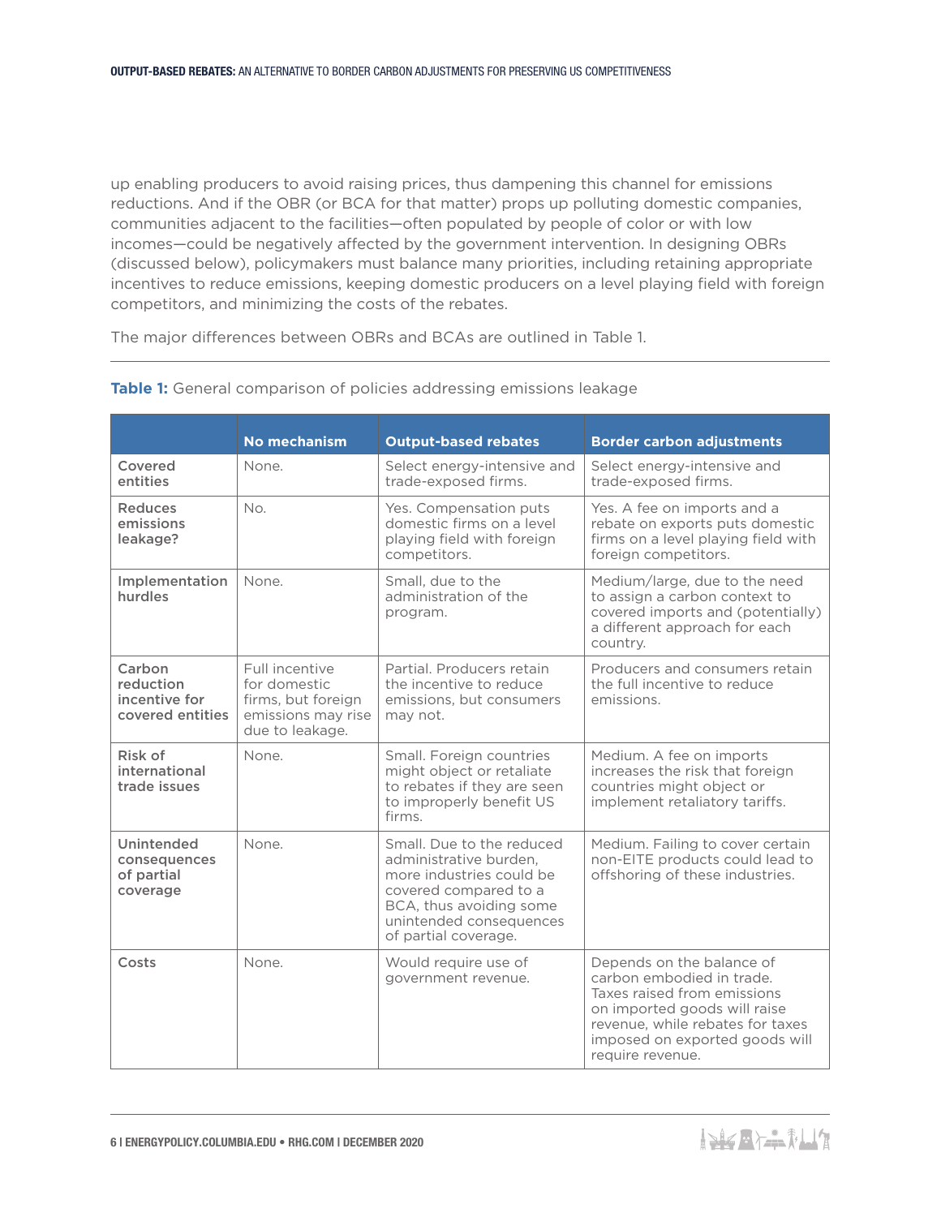up enabling producers to avoid raising prices, thus dampening this channel for emissions reductions. And if the OBR (or BCA for that matter) props up polluting domestic companies, communities adjacent to the facilities—often populated by people of color or with low incomes—could be negatively affected by the government intervention. In designing OBRs (discussed below), policymakers must balance many priorities, including retaining appropriate incentives to reduce emissions, keeping domestic producers on a level playing field with foreign competitors, and minimizing the costs of the rebates.

The major differences between OBRs and BCAs are outlined in Table 1.

**Table 1:** General comparison of policies addressing emissions leakage

| | No mechanism | Output-based rebates | Border carbon adjustments |
|---|---|---|---|
| **Covered entities** | None. | Select energy-intensive and trade-exposed firms. | Select energy-intensive and trade-exposed firms. |
| **Reduces emissions leakage?** | No. | Yes. Compensation puts domestic firms on a level playing field with foreign competitors. | Yes. A fee on imports and a rebate on exports puts domestic firms on a level playing field with foreign competitors. |
| **Implementation hurdles** | None. | Small, due to the administration of the program. | Medium/large, due to the need to assign a carbon context to covered imports and (potentially) a different approach for each country. |
| **Carbon reduction incentive for covered entities** | Full incentive for domestic firms, but foreign emissions may rise due to leakage. | Partial. Producers retain the incentive to reduce emissions, but consumers may not. | Producers and consumers retain the full incentive to reduce emissions. |
| **Risk of international trade issues** | None. | Small. Foreign countries might object or retaliate to rebates if they are seen to improperly benefit US firms. | Medium. A fee on imports increases the risk that foreign countries might object or implement retaliatory tariffs. |
| **Unintended consequences of partial coverage** | None. | Small. Due to the reduced administrative burden, more industries could be covered compared to a BCA, thus avoiding some unintended consequences of partial coverage. | Medium. Failing to cover certain non-EITE products could lead to offshoring of these industries. |
| **Costs** | None. | Would require use of government revenue. | Depends on the balance of carbon embodied in trade. Taxes raised from emissions on imported goods will raise revenue, while rebates for taxes imposed on exported goods will require revenue. |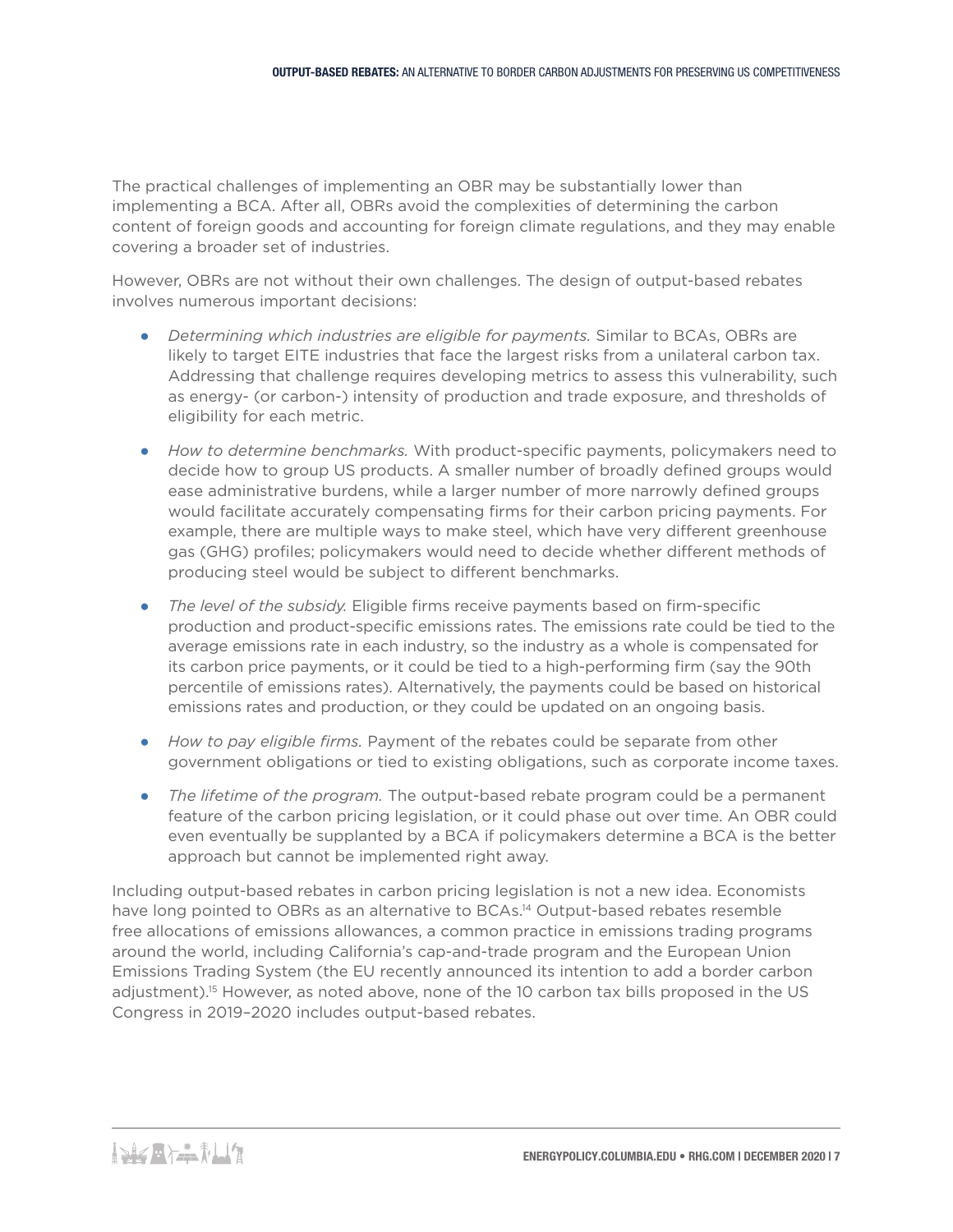The practical challenges of implementing an OBR may be substantially lower than implementing a BCA. After all, OBRs avoid the complexities of determining the carbon content of foreign goods and accounting for foreign climate regulations, and they may enable covering a broader set of industries.

However, OBRs are not without their own challenges. The design of output-based rebates involves numerous important decisions:

- *Determining which industries are eligible for payments.* Similar to BCAs, OBRs are likely to target EITE industries that face the largest risks from a unilateral carbon tax. Addressing that challenge requires developing metrics to assess this vulnerability, such as energy- (or carbon-) intensity of production and trade exposure, and thresholds of eligibility for each metric.
- *How to determine benchmarks.* With product-specific payments, policymakers need to decide how to group US products. A smaller number of broadly defined groups would ease administrative burdens, while a larger number of more narrowly defined groups would facilitate accurately compensating firms for their carbon pricing payments. For example, there are multiple ways to make steel, which have very different greenhouse gas (GHG) profiles; policymakers would need to decide whether different methods of producing steel would be subject to different benchmarks.
- *The level of the subsidy.* Eligible firms receive payments based on firm-specific production and product-specific emissions rates. The emissions rate could be tied to the average emissions rate in each industry, so the industry as a whole is compensated for its carbon price payments, or it could be tied to a high-performing firm (say the 90th percentile of emissions rates). Alternatively, the payments could be based on historical emissions rates and production, or they could be updated on an ongoing basis.
- *How to pay eligible firms.* Payment of the rebates could be separate from other government obligations or tied to existing obligations, such as corporate income taxes.
- *The lifetime of the program.* The output-based rebate program could be a permanent feature of the carbon pricing legislation, or it could phase out over time. An OBR could even eventually be supplanted by a BCA if policymakers determine a BCA is the better approach but cannot be implemented right away.

Including output-based rebates in carbon pricing legislation is not a new idea. Economists have long pointed to OBRs as an alternative to BCAs.[14] Output-based rebates resemble free allocations of emissions allowances, a common practice in emissions trading programs around the world, including California's cap-and-trade program and the European Union Emissions Trading System (the EU recently announced its intention to add a border carbon adjustment).[15] However, as noted above, none of the 10 carbon tax bills proposed in the US Congress in 2019–2020 includes output-based rebates.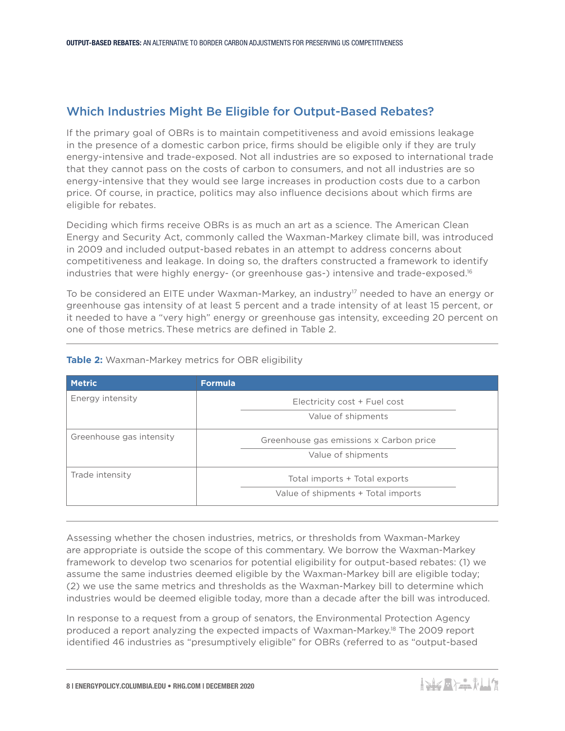## Which Industries Might Be Eligible for Output-Based Rebates?

If the primary goal of OBRs is to maintain competitiveness and avoid emissions leakage in the presence of a domestic carbon price, firms should be eligible only if they are truly energy-intensive and trade-exposed. Not all industries are so exposed to international trade that they cannot pass on the costs of carbon to consumers, and not all industries are so energy-intensive that they would see large increases in production costs due to a carbon price. Of course, in practice, politics may also influence decisions about which firms are eligible for rebates.

Deciding which firms receive OBRs is as much an art as a science. The American Clean Energy and Security Act, commonly called the Waxman-Markey climate bill, was introduced in 2009 and included output-based rebates in an attempt to address concerns about competitiveness and leakage. In doing so, the drafters constructed a framework to identify industries that were highly energy- (or greenhouse gas-) intensive and trade-exposed.[16]

To be considered an EITE under Waxman-Markey, an industry[17] needed to have an energy or greenhouse gas intensity of at least 5 percent and a trade intensity of at least 15 percent, or it needed to have a "very high" energy or greenhouse gas intensity, exceeding 20 percent on one of those metrics. These metrics are defined in Table 2.

**Table 2:** Waxman-Markey metrics for OBR eligibility

| Metric | Formula |
|---|---|
| Energy intensity | $\frac{\text{Electricity cost + Fuel cost}}{\text{Value of shipments}}$ |
| Greenhouse gas intensity | $\frac{\text{Greenhouse gas emissions x Carbon price}}{\text{Value of shipments}}$ |
| Trade intensity | $\frac{\text{Total imports + Total exports}}{\text{Value of shipments + Total imports}}$ |

Assessing whether the chosen industries, metrics, or thresholds from Waxman-Markey are appropriate is outside the scope of this commentary. We borrow the Waxman-Markey framework to develop two scenarios for potential eligibility for output-based rebates: (1) we assume the same industries deemed eligible by the Waxman-Markey bill are eligible today; (2) we use the same metrics and thresholds as the Waxman-Markey bill to determine which industries would be deemed eligible today, more than a decade after the bill was introduced.

In response to a request from a group of senators, the Environmental Protection Agency produced a report analyzing the expected impacts of Waxman-Markey.[18] The 2009 report identified 46 industries as "presumptively eligible" for OBRs (referred to as "output-based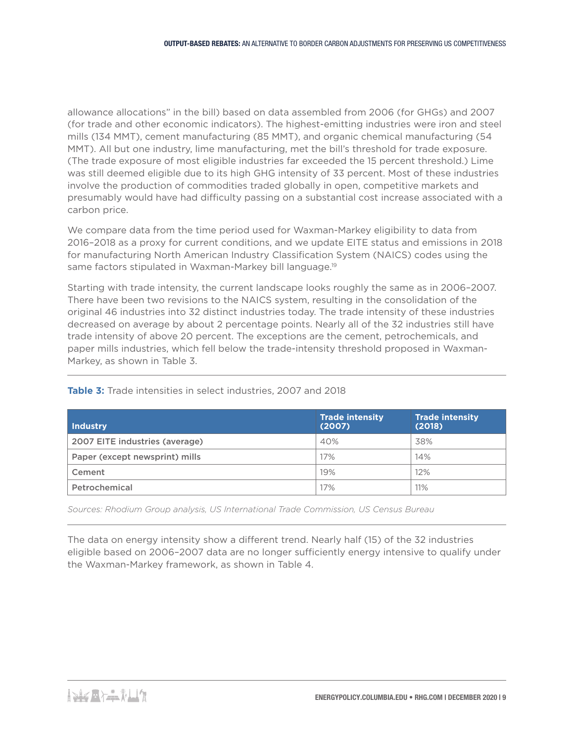allowance allocations" in the bill) based on data assembled from 2006 (for GHGs) and 2007 (for trade and other economic indicators). The highest-emitting industries were iron and steel mills (134 MMT), cement manufacturing (85 MMT), and organic chemical manufacturing (54 MMT). All but one industry, lime manufacturing, met the bill's threshold for trade exposure. (The trade exposure of most eligible industries far exceeded the 15 percent threshold.) Lime was still deemed eligible due to its high GHG intensity of 33 percent. Most of these industries involve the production of commodities traded globally in open, competitive markets and presumably would have had difficulty passing on a substantial cost increase associated with a carbon price.

We compare data from the time period used for Waxman-Markey eligibility to data from 2016–2018 as a proxy for current conditions, and we update EITE status and emissions in 2018 for manufacturing North American Industry Classification System (NAICS) codes using the same factors stipulated in Waxman-Markey bill language.[19]

Starting with trade intensity, the current landscape looks roughly the same as in 2006–2007. There have been two revisions to the NAICS system, resulting in the consolidation of the original 46 industries into 32 distinct industries today. The trade intensity of these industries decreased on average by about 2 percentage points. Nearly all of the 32 industries still have trade intensity of above 20 percent. The exceptions are the cement, petrochemicals, and paper mills industries, which fell below the trade-intensity threshold proposed in Waxman-Markey, as shown in Table 3.

**Table 3:** Trade intensities in select industries, 2007 and 2018

| Industry | Trade intensity (2007) | Trade intensity (2018) |
|---|---|---|
| 2007 EITE industries (average) | 40% | 38% |
| Paper (except newsprint) mills | 17% | 14% |
| Cement | 19% | 12% |
| Petrochemical | 17% | 11% |

*Sources: Rhodium Group analysis, US International Trade Commission, US Census Bureau*

The data on energy intensity show a different trend. Nearly half (15) of the 32 industries eligible based on 2006–2007 data are no longer sufficiently energy intensive to qualify under the Waxman-Markey framework, as shown in Table 4.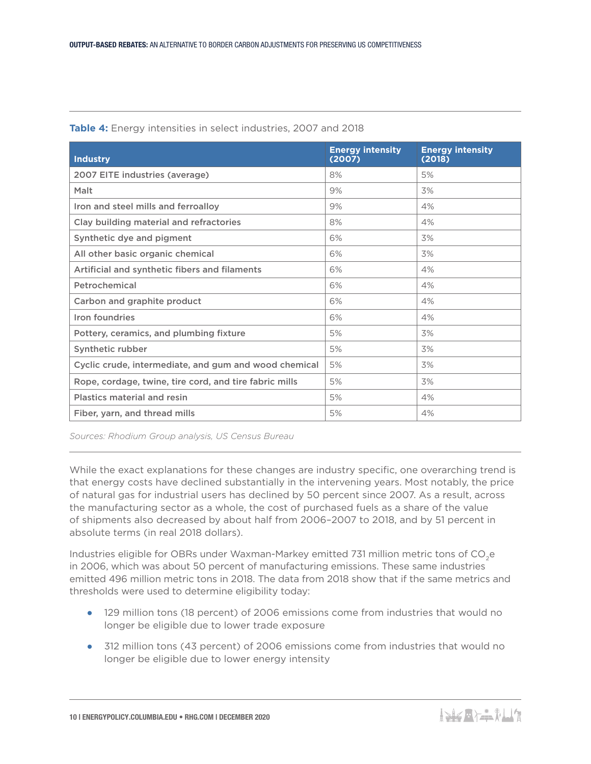**Table 4:** Energy intensities in select industries, 2007 and 2018

| Industry | Energy intensity (2007) | Energy intensity (2018) |
|---|---|---|
| 2007 EITE industries (average) | 8% | 5% |
| Malt | 9% | 3% |
| Iron and steel mills and ferroalloy | 9% | 4% |
| Clay building material and refractories | 8% | 4% |
| Synthetic dye and pigment | 6% | 3% |
| All other basic organic chemical | 6% | 3% |
| Artificial and synthetic fibers and filaments | 6% | 4% |
| Petrochemical | 6% | 4% |
| Carbon and graphite product | 6% | 4% |
| Iron foundries | 6% | 4% |
| Pottery, ceramics, and plumbing fixture | 5% | 3% |
| Synthetic rubber | 5% | 3% |
| Cyclic crude, intermediate, and gum and wood chemical | 5% | 3% |
| Rope, cordage, twine, tire cord, and tire fabric mills | 5% | 3% |
| Plastics material and resin | 5% | 4% |
| Fiber, yarn, and thread mills | 5% | 4% |

*Sources: Rhodium Group analysis, US Census Bureau*

While the exact explanations for these changes are industry specific, one overarching trend is that energy costs have declined substantially in the intervening years. Most notably, the price of natural gas for industrial users has declined by 50 percent since 2007. As a result, across the manufacturing sector as a whole, the cost of purchased fuels as a share of the value of shipments also decreased by about half from 2006–2007 to 2018, and by 51 percent in absolute terms (in real 2018 dollars).

Industries eligible for OBRs under Waxman-Markey emitted 731 million metric tons of $CO_2e$ in 2006, which was about 50 percent of manufacturing emissions. These same industries emitted 496 million metric tons in 2018. The data from 2018 show that if the same metrics and thresholds were used to determine eligibility today:

- 129 million tons (18 percent) of 2006 emissions come from industries that would no longer be eligible due to lower trade exposure
- 312 million tons (43 percent) of 2006 emissions come from industries that would no longer be eligible due to lower energy intensity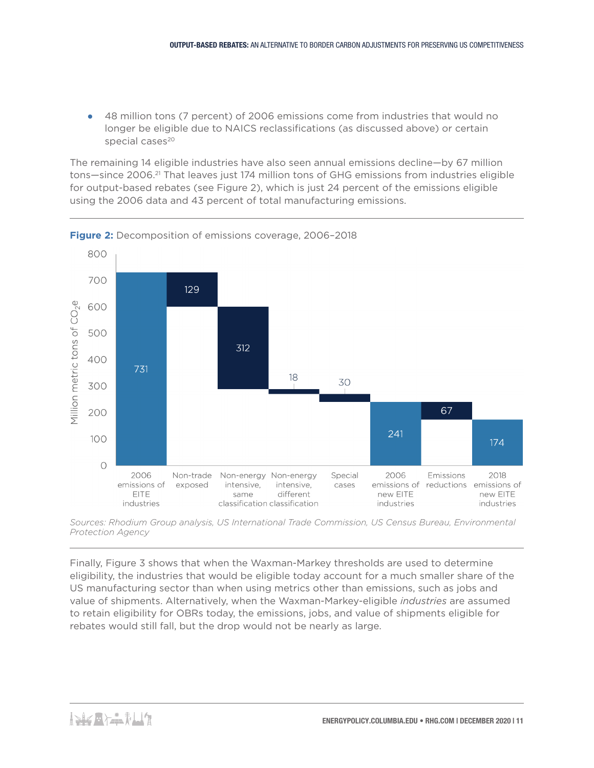- 48 million tons (7 percent) of 2006 emissions come from industries that would no longer be eligible due to NAICS reclassifications (as discussed above) or certain special cases[20]

The remaining 14 eligible industries have also seen annual emissions decline—by 67 million tons—since 2006.[21] That leaves just 174 million tons of GHG emissions from industries eligible for output-based rebates (see Figure 2), which is just 24 percent of the emissions eligible using the 2006 data and 43 percent of total manufacturing emissions.

**Figure 2:** Decomposition of emissions coverage, 2006–2018

| Category | Million metric tons of $CO_2e$ |
|---|---|
| 2006 emissions of EITE industries | 731 |
| Non-trade exposed | 129 |
| Non-energy intensive, same classification | 312 |
| Non-energy intensive, different classification | 18 |
| Special cases | 30 |
| 2006 emissions of new EITE industries | 241 |
| Emissions reductions | 67 |
| 2018 emissions of new EITE industries | 174 |

*Sources: Rhodium Group analysis, US International Trade Commission, US Census Bureau, Environmental Protection Agency*

Finally, Figure 3 shows that when the Waxman-Markey thresholds are used to determine eligibility, the industries that would be eligible today account for a much smaller share of the US manufacturing sector than when using metrics other than emissions, such as jobs and value of shipments. Alternatively, when the Waxman-Markey-eligible *industries* are assumed to retain eligibility for OBRs today, the emissions, jobs, and value of shipments eligible for rebates would still fall, but the drop would not be nearly as large.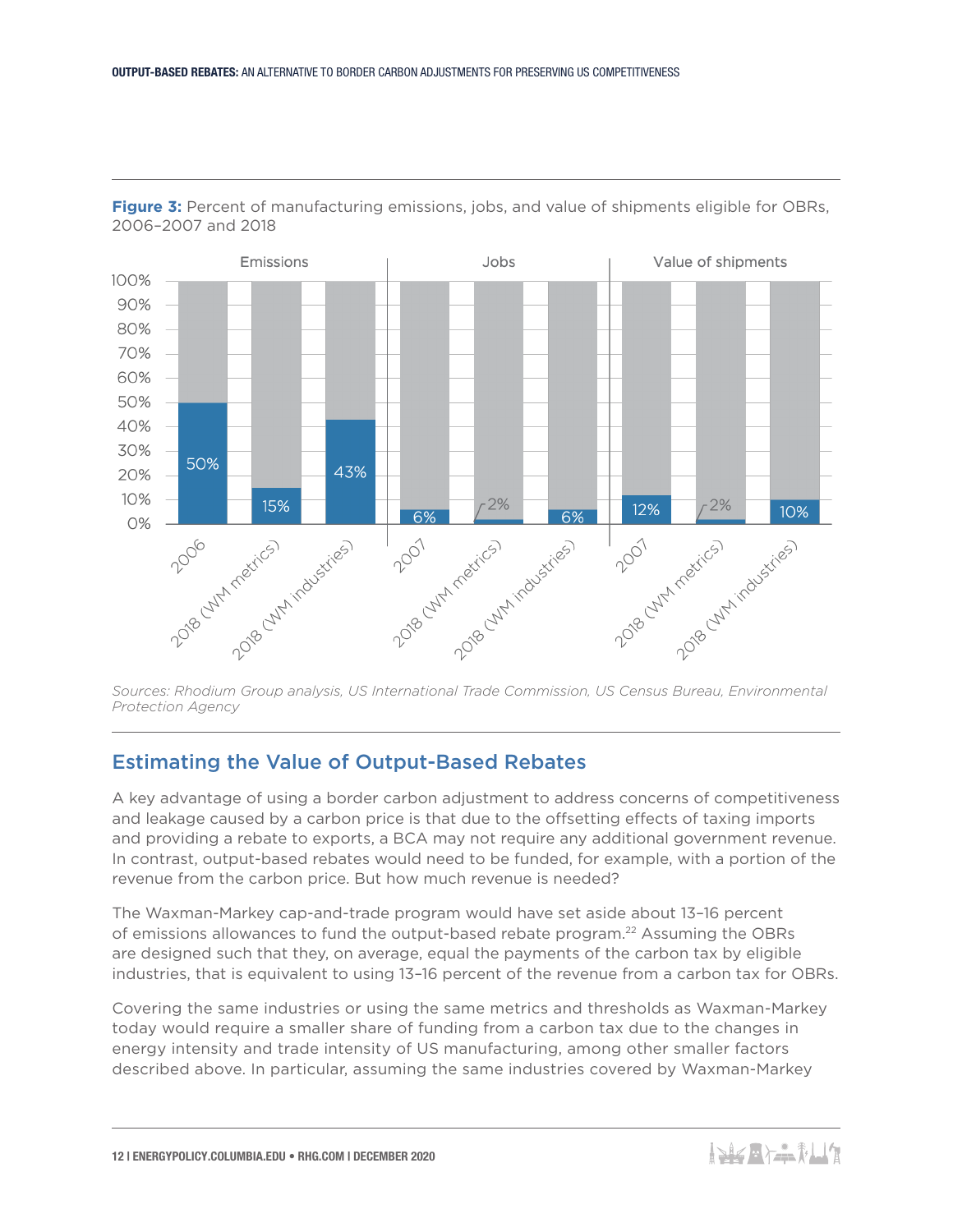**Figure 3:** Percent of manufacturing emissions, jobs, and value of shipments eligible for OBRs, 2006–2007 and 2018

| | Emissions | | | Jobs | | | Value of shipments | | |
|---|---|---|---|---|---|---|---|---|---|
| | 2006 | 2018 (WM metrics) | 2018 (WM industries) | 2007 | 2018 (WM metrics) | 2018 (WM industries) | 2007 | 2018 (WM metrics) | 2018 (WM industries) |
| Eligible for OBRs | 50% | 15% | 43% | 6% | 2% | 6% | 12% | 2% | 10% |

*Sources: Rhodium Group analysis, US International Trade Commission, US Census Bureau, Environmental Protection Agency*

## Estimating the Value of Output-Based Rebates

A key advantage of using a border carbon adjustment to address concerns of competitiveness and leakage caused by a carbon price is that due to the offsetting effects of taxing imports and providing a rebate to exports, a BCA may not require any additional government revenue. In contrast, output-based rebates would need to be funded, for example, with a portion of the revenue from the carbon price. But how much revenue is needed?

The Waxman-Markey cap-and-trade program would have set aside about 13–16 percent of emissions allowances to fund the output-based rebate program.[22] Assuming the OBRs are designed such that they, on average, equal the payments of the carbon tax by eligible industries, that is equivalent to using 13–16 percent of the revenue from a carbon tax for OBRs.

Covering the same industries or using the same metrics and thresholds as Waxman-Markey today would require a smaller share of funding from a carbon tax due to the changes in energy intensity and trade intensity of US manufacturing, among other smaller factors described above. In particular, assuming the same industries covered by Waxman-Markey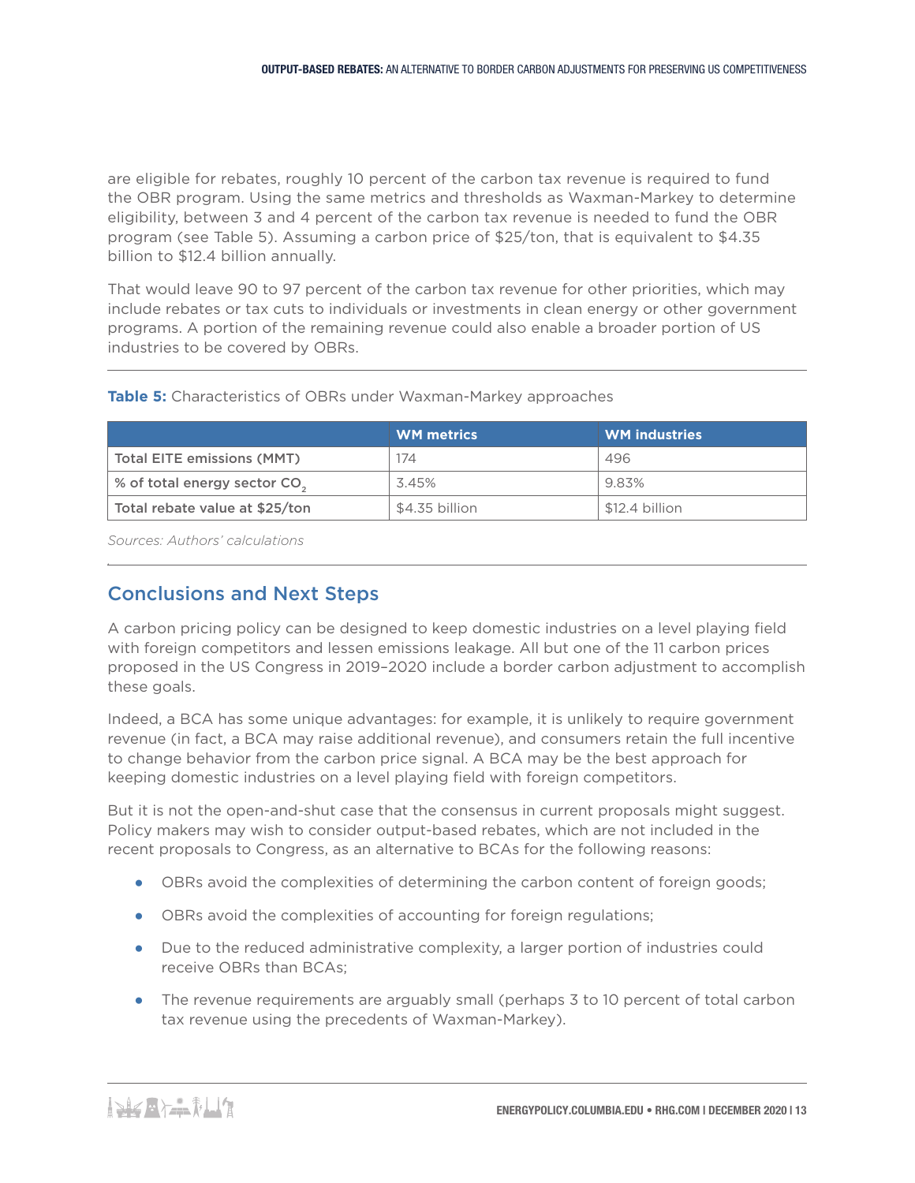are eligible for rebates, roughly 10 percent of the carbon tax revenue is required to fund the OBR program. Using the same metrics and thresholds as Waxman-Markey to determine eligibility, between 3 and 4 percent of the carbon tax revenue is needed to fund the OBR program (see Table 5). Assuming a carbon price of $25/ton, that is equivalent to $4.35 billion to $12.4 billion annually.

That would leave 90 to 97 percent of the carbon tax revenue for other priorities, which may include rebates or tax cuts to individuals or investments in clean energy or other government programs. A portion of the remaining revenue could also enable a broader portion of US industries to be covered by OBRs.

**Table 5:** Characteristics of OBRs under Waxman-Markey approaches

| | WM metrics | WM industries |
|---|---|---|
| **Total EITE emissions (MMT)** | 174 | 496 |
| **% of total energy sector $CO_2$** | 3.45% | 9.83% |
| **Total rebate value at $25/ton** | $4.35 billion | $12.4 billion |

*Sources: Authors' calculations*

## Conclusions and Next Steps

A carbon pricing policy can be designed to keep domestic industries on a level playing field with foreign competitors and lessen emissions leakage. All but one of the 11 carbon prices proposed in the US Congress in 2019–2020 include a border carbon adjustment to accomplish these goals.

Indeed, a BCA has some unique advantages: for example, it is unlikely to require government revenue (in fact, a BCA may raise additional revenue), and consumers retain the full incentive to change behavior from the carbon price signal. A BCA may be the best approach for keeping domestic industries on a level playing field with foreign competitors.

But it is not the open-and-shut case that the consensus in current proposals might suggest. Policy makers may wish to consider output-based rebates, which are not included in the recent proposals to Congress, as an alternative to BCAs for the following reasons:

- OBRs avoid the complexities of determining the carbon content of foreign goods;
- OBRs avoid the complexities of accounting for foreign regulations;
- Due to the reduced administrative complexity, a larger portion of industries could receive OBRs than BCAs;
- The revenue requirements are arguably small (perhaps 3 to 10 percent of total carbon tax revenue using the precedents of Waxman-Markey).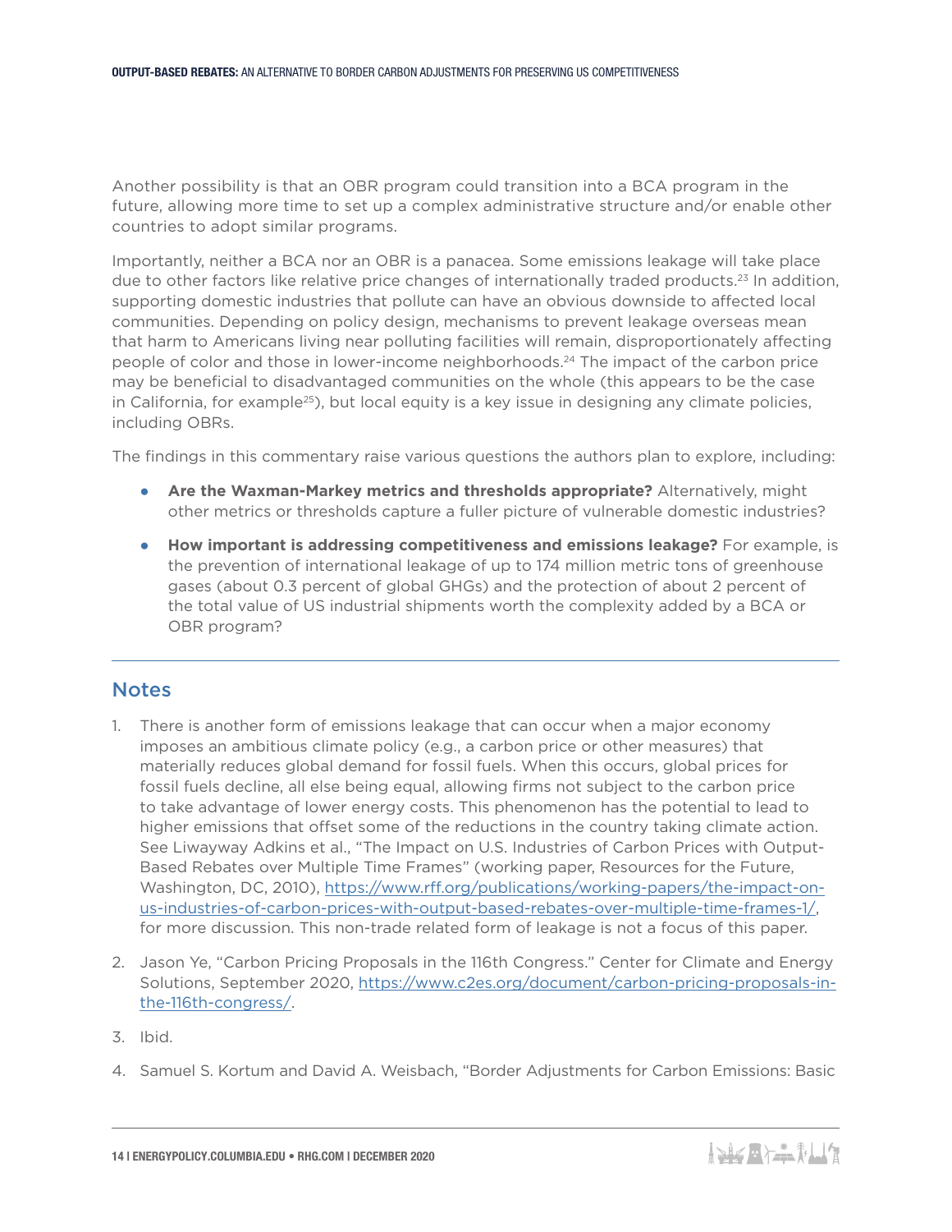Another possibility is that an OBR program could transition into a BCA program in the future, allowing more time to set up a complex administrative structure and/or enable other countries to adopt similar programs.

Importantly, neither a BCA nor an OBR is a panacea. Some emissions leakage will take place due to other factors like relative price changes of internationally traded products.[23] In addition, supporting domestic industries that pollute can have an obvious downside to affected local communities. Depending on policy design, mechanisms to prevent leakage overseas mean that harm to Americans living near polluting facilities will remain, disproportionately affecting people of color and those in lower-income neighborhoods.[24] The impact of the carbon price may be beneficial to disadvantaged communities on the whole (this appears to be the case in California, for example[25]), but local equity is a key issue in designing any climate policies, including OBRs.

The findings in this commentary raise various questions the authors plan to explore, including:

- **Are the Waxman-Markey metrics and thresholds appropriate?** Alternatively, might other metrics or thresholds capture a fuller picture of vulnerable domestic industries?
- **How important is addressing competitiveness and emissions leakage?** For example, is the prevention of international leakage of up to 174 million metric tons of greenhouse gases (about 0.3 percent of global GHGs) and the protection of about 2 percent of the total value of US industrial shipments worth the complexity added by a BCA or OBR program?

## Notes

1. There is another form of emissions leakage that can occur when a major economy imposes an ambitious climate policy (e.g., a carbon price or other measures) that materially reduces global demand for fossil fuels. When this occurs, global prices for fossil fuels decline, all else being equal, allowing firms not subject to the carbon price to take advantage of lower energy costs. This phenomenon has the potential to lead to higher emissions that offset some of the reductions in the country taking climate action. See Liwayway Adkins et al., "The Impact on U.S. Industries of Carbon Prices with Output-Based Rebates over Multiple Time Frames" (working paper, Resources for the Future, Washington, DC, 2010), https://www.rff.org/publications/working-papers/the-impact-on-us-industries-of-carbon-prices-with-output-based-rebates-over-multiple-time-frames-1/, for more discussion. This non-trade related form of leakage is not a focus of this paper.
2. Jason Ye, "Carbon Pricing Proposals in the 116th Congress." Center for Climate and Energy Solutions, September 2020, https://www.c2es.org/document/carbon-pricing-proposals-in-the-116th-congress/.
3. Ibid.
4. Samuel S. Kortum and David A. Weisbach, "Border Adjustments for Carbon Emissions: Basic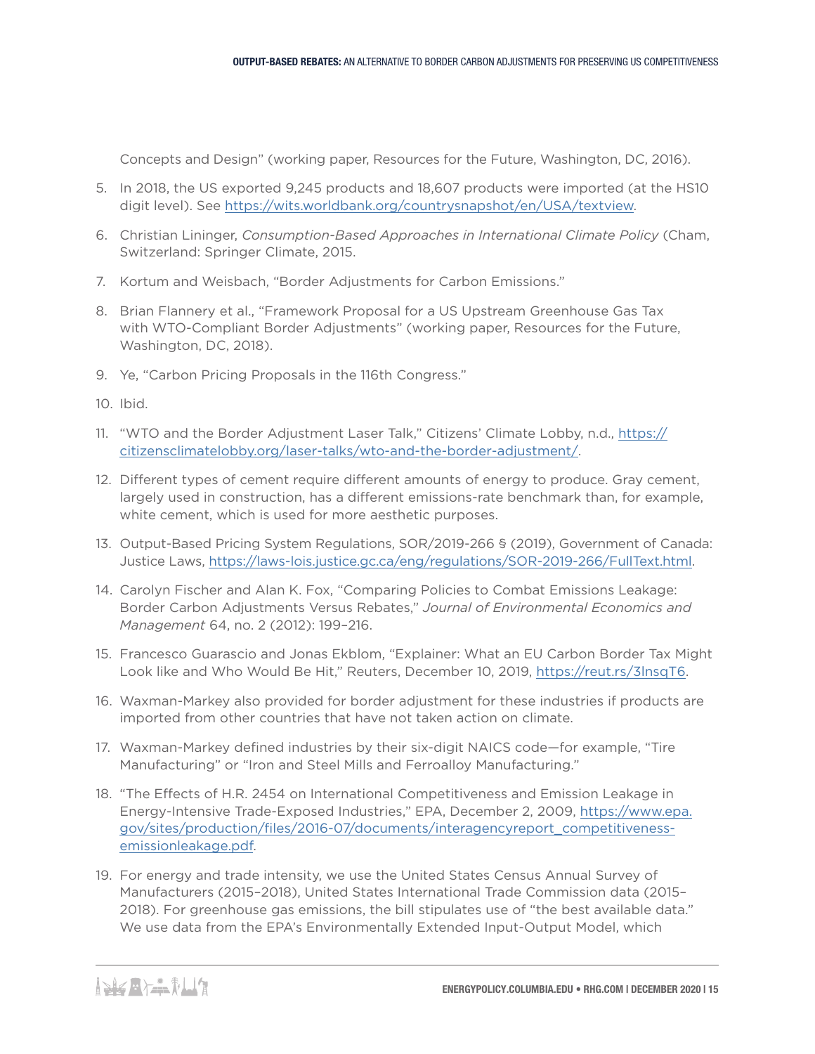Concepts and Design" (working paper, Resources for the Future, Washington, DC, 2016).

5. In 2018, the US exported 9,245 products and 18,607 products were imported (at the HS10 digit level). See https://wits.worldbank.org/countrysnapshot/en/USA/textview.
6. Christian Lininger, *Consumption-Based Approaches in International Climate Policy* (Cham, Switzerland: Springer Climate, 2015.
7. Kortum and Weisbach, "Border Adjustments for Carbon Emissions."
8. Brian Flannery et al., "Framework Proposal for a US Upstream Greenhouse Gas Tax with WTO-Compliant Border Adjustments" (working paper, Resources for the Future, Washington, DC, 2018).
9. Ye, "Carbon Pricing Proposals in the 116th Congress."
10. Ibid.
11. "WTO and the Border Adjustment Laser Talk," Citizens' Climate Lobby, n.d., https://citizensclimatelobby.org/laser-talks/wto-and-the-border-adjustment/.
12. Different types of cement require different amounts of energy to produce. Gray cement, largely used in construction, has a different emissions-rate benchmark than, for example, white cement, which is used for more aesthetic purposes.
13. Output-Based Pricing System Regulations, SOR/2019-266 § (2019), Government of Canada: Justice Laws, https://laws-lois.justice.gc.ca/eng/regulations/SOR-2019-266/FullText.html.
14. Carolyn Fischer and Alan K. Fox, "Comparing Policies to Combat Emissions Leakage: Border Carbon Adjustments Versus Rebates," *Journal of Environmental Economics and Management* 64, no. 2 (2012): 199–216.
15. Francesco Guarascio and Jonas Ekblom, "Explainer: What an EU Carbon Border Tax Might Look like and Who Would Be Hit," Reuters, December 10, 2019, https://reut.rs/3lnsqT6.
16. Waxman-Markey also provided for border adjustment for these industries if products are imported from other countries that have not taken action on climate.
17. Waxman-Markey defined industries by their six-digit NAICS code—for example, "Tire Manufacturing" or "Iron and Steel Mills and Ferroalloy Manufacturing."
18. "The Effects of H.R. 2454 on International Competitiveness and Emission Leakage in Energy-Intensive Trade-Exposed Industries," EPA, December 2, 2009, https://www.epa.gov/sites/production/files/2016-07/documents/interagencyreport_competitiveness-emissionleakage.pdf.
19. For energy and trade intensity, we use the United States Census Annual Survey of Manufacturers (2015–2018), United States International Trade Commission data (2015–2018). For greenhouse gas emissions, the bill stipulates use of "the best available data." We use data from the EPA's Environmentally Extended Input-Output Model, which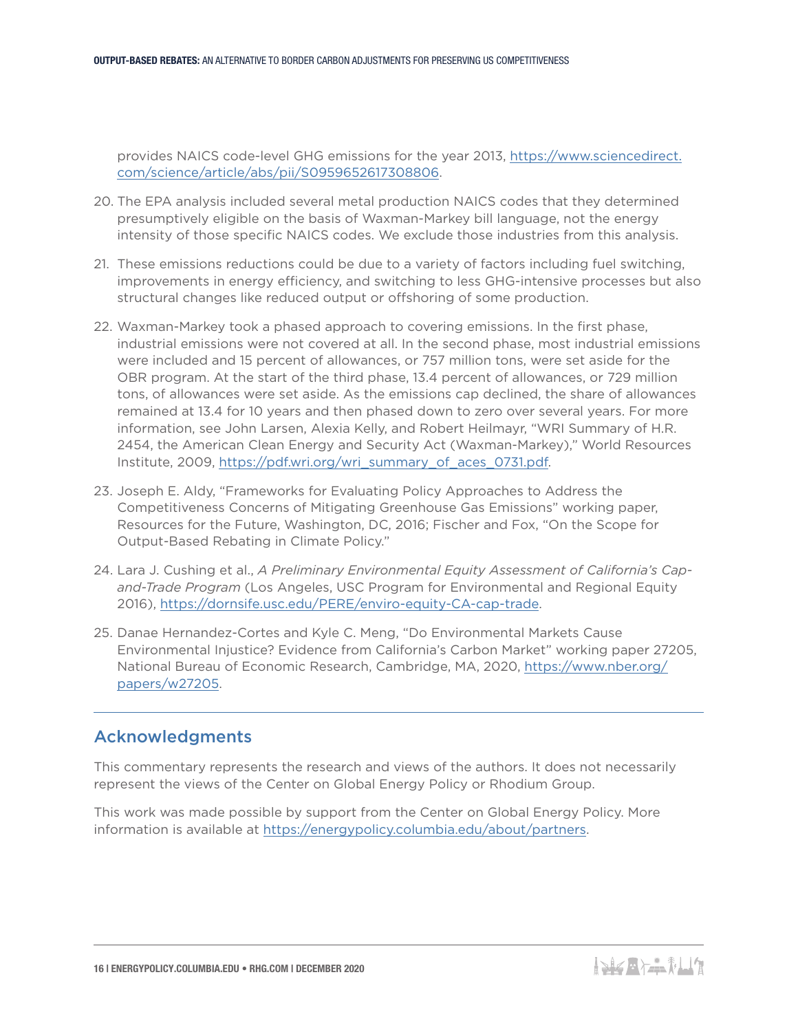provides NAICS code-level GHG emissions for the year 2013, https://www.sciencedirect.com/science/article/abs/pii/S0959652617308806.

20. The EPA analysis included several metal production NAICS codes that they determined presumptively eligible on the basis of Waxman-Markey bill language, not the energy intensity of those specific NAICS codes. We exclude those industries from this analysis.

21. These emissions reductions could be due to a variety of factors including fuel switching, improvements in energy efficiency, and switching to less GHG-intensive processes but also structural changes like reduced output or offshoring of some production.

22. Waxman-Markey took a phased approach to covering emissions. In the first phase, industrial emissions were not covered at all. In the second phase, most industrial emissions were included and 15 percent of allowances, or 757 million tons, were set aside for the OBR program. At the start of the third phase, 13.4 percent of allowances, or 729 million tons, of allowances were set aside. As the emissions cap declined, the share of allowances remained at 13.4 for 10 years and then phased down to zero over several years. For more information, see John Larsen, Alexia Kelly, and Robert Heilmayr, "WRI Summary of H.R. 2454, the American Clean Energy and Security Act (Waxman-Markey)," World Resources Institute, 2009, https://pdf.wri.org/wri_summary_of_aces_0731.pdf.

23. Joseph E. Aldy, "Frameworks for Evaluating Policy Approaches to Address the Competitiveness Concerns of Mitigating Greenhouse Gas Emissions" working paper, Resources for the Future, Washington, DC, 2016; Fischer and Fox, "On the Scope for Output-Based Rebating in Climate Policy."

24. Lara J. Cushing et al., *A Preliminary Environmental Equity Assessment of California's Cap-and-Trade Program* (Los Angeles, USC Program for Environmental and Regional Equity 2016), https://dornsife.usc.edu/PERE/enviro-equity-CA-cap-trade.

25. Danae Hernandez-Cortes and Kyle C. Meng, "Do Environmental Markets Cause Environmental Injustice? Evidence from California's Carbon Market" working paper 27205, National Bureau of Economic Research, Cambridge, MA, 2020, https://www.nber.org/papers/w27205.

## Acknowledgments

This commentary represents the research and views of the authors. It does not necessarily represent the views of the Center on Global Energy Policy or Rhodium Group.

This work was made possible by support from the Center on Global Energy Policy. More information is available at https://energypolicy.columbia.edu/about/partners.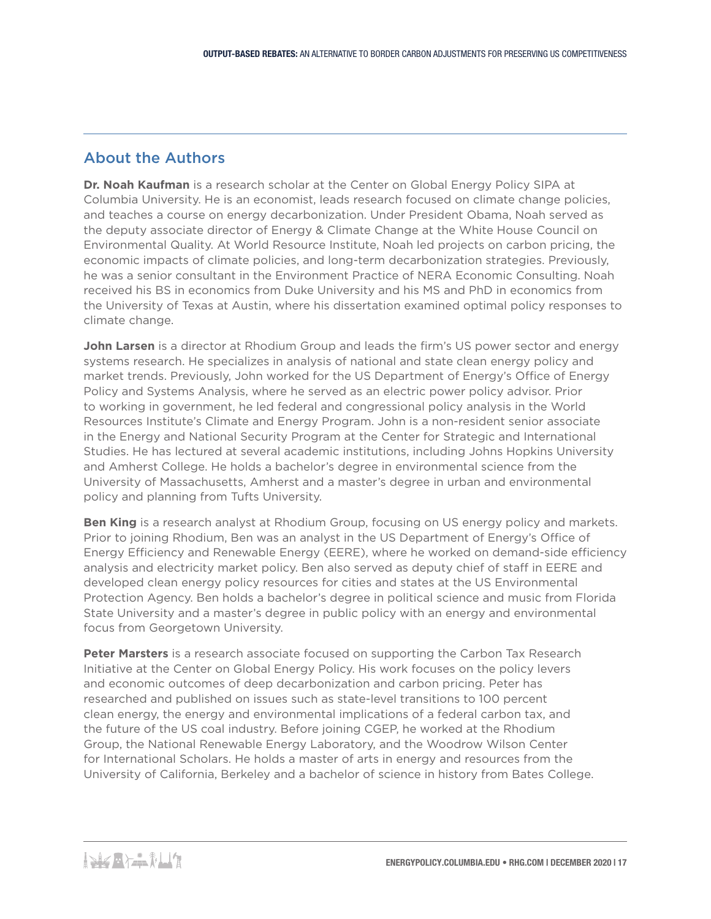## About the Authors

**Dr. Noah Kaufman** is a research scholar at the Center on Global Energy Policy SIPA at Columbia University. He is an economist, leads research focused on climate change policies, and teaches a course on energy decarbonization. Under President Obama, Noah served as the deputy associate director of Energy & Climate Change at the White House Council on Environmental Quality. At World Resource Institute, Noah led projects on carbon pricing, the economic impacts of climate policies, and long-term decarbonization strategies. Previously, he was a senior consultant in the Environment Practice of NERA Economic Consulting. Noah received his BS in economics from Duke University and his MS and PhD in economics from the University of Texas at Austin, where his dissertation examined optimal policy responses to climate change.

**John Larsen** is a director at Rhodium Group and leads the firm's US power sector and energy systems research. He specializes in analysis of national and state clean energy policy and market trends. Previously, John worked for the US Department of Energy's Office of Energy Policy and Systems Analysis, where he served as an electric power policy advisor. Prior to working in government, he led federal and congressional policy analysis in the World Resources Institute's Climate and Energy Program. John is a non-resident senior associate in the Energy and National Security Program at the Center for Strategic and International Studies. He has lectured at several academic institutions, including Johns Hopkins University and Amherst College. He holds a bachelor's degree in environmental science from the University of Massachusetts, Amherst and a master's degree in urban and environmental policy and planning from Tufts University.

**Ben King** is a research analyst at Rhodium Group, focusing on US energy policy and markets. Prior to joining Rhodium, Ben was an analyst in the US Department of Energy's Office of Energy Efficiency and Renewable Energy (EERE), where he worked on demand-side efficiency analysis and electricity market policy. Ben also served as deputy chief of staff in EERE and developed clean energy policy resources for cities and states at the US Environmental Protection Agency. Ben holds a bachelor's degree in political science and music from Florida State University and a master's degree in public policy with an energy and environmental focus from Georgetown University.

**Peter Marsters** is a research associate focused on supporting the Carbon Tax Research Initiative at the Center on Global Energy Policy. His work focuses on the policy levers and economic outcomes of deep decarbonization and carbon pricing. Peter has researched and published on issues such as state-level transitions to 100 percent clean energy, the energy and environmental implications of a federal carbon tax, and the future of the US coal industry. Before joining CGEP, he worked at the Rhodium Group, the National Renewable Energy Laboratory, and the Woodrow Wilson Center for International Scholars. He holds a master of arts in energy and resources from the University of California, Berkeley and a bachelor of science in history from Bates College.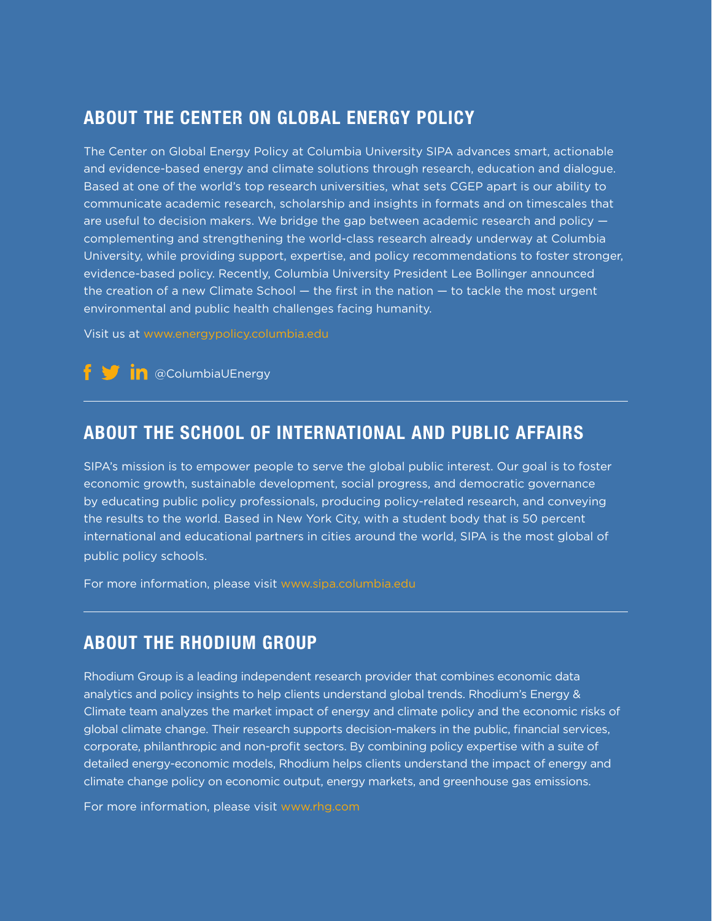## ABOUT THE CENTER ON GLOBAL ENERGY POLICY

The Center on Global Energy Policy at Columbia University SIPA advances smart, actionable and evidence-based energy and climate solutions through research, education and dialogue. Based at one of the world's top research universities, what sets CGEP apart is our ability to communicate academic research, scholarship and insights in formats and on timescales that are useful to decision makers. We bridge the gap between academic research and policy — complementing and strengthening the world-class research already underway at Columbia University, while providing support, expertise, and policy recommendations to foster stronger, evidence-based policy. Recently, Columbia University President Lee Bollinger announced the creation of a new Climate School — the first in the nation — to tackle the most urgent environmental and public health challenges facing humanity.

Visit us at www.energypolicy.columbia.edu

@ColumbiaUEnergy

---

## ABOUT THE SCHOOL OF INTERNATIONAL AND PUBLIC AFFAIRS

SIPA's mission is to empower people to serve the global public interest. Our goal is to foster economic growth, sustainable development, social progress, and democratic governance by educating public policy professionals, producing policy-related research, and conveying the results to the world. Based in New York City, with a student body that is 50 percent international and educational partners in cities around the world, SIPA is the most global of public policy schools.

For more information, please visit www.sipa.columbia.edu

---

## ABOUT THE RHODIUM GROUP

Rhodium Group is a leading independent research provider that combines economic data analytics and policy insights to help clients understand global trends. Rhodium's Energy & Climate team analyzes the market impact of energy and climate policy and the economic risks of global climate change. Their research supports decision-makers in the public, financial services, corporate, philanthropic and non-profit sectors. By combining policy expertise with a suite of detailed energy-economic models, Rhodium helps clients understand the impact of energy and climate change policy on economic output, energy markets, and greenhouse gas emissions.

For more information, please visit www.rhg.com